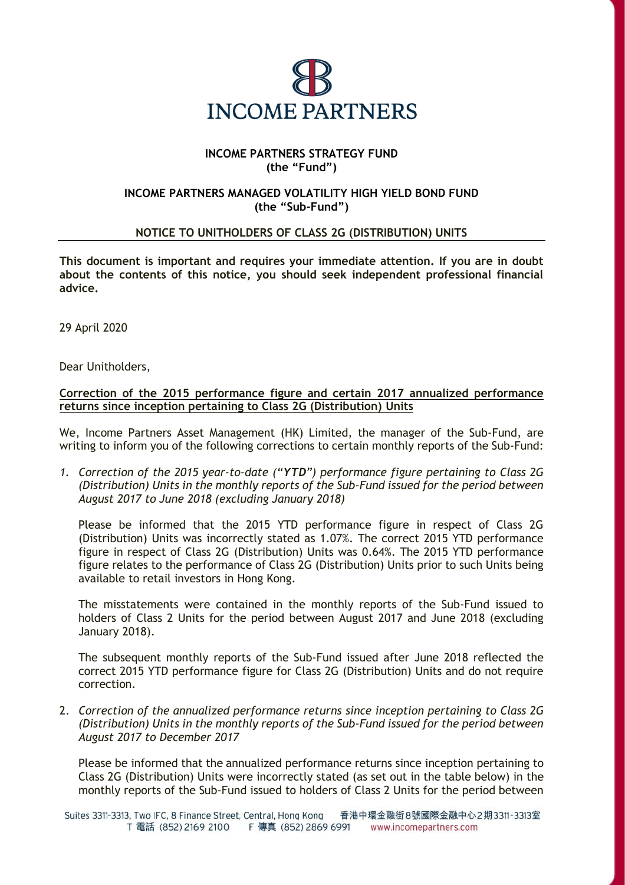**INCOME PARTNERS**

**INCOME PARTNERS STRATEGY FUND**
**(the "Fund")**

**INCOME PARTNERS MANAGED VOLATILITY HIGH YIELD BOND FUND**
**(the "Sub-Fund")**

**NOTICE TO UNITHOLDERS OF CLASS 2G (DISTRIBUTION) UNITS**

**This document is important and requires your immediate attention. If you are in doubt about the contents of this notice, you should seek independent professional financial advice.**

29 April 2020

Dear Unitholders,

**Correction of the 2015 performance figure and certain 2017 annualized performance returns since inception pertaining to Class 2G (Distribution) Units**

We, Income Partners Asset Management (HK) Limited, the manager of the Sub-Fund, are writing to inform you of the following corrections to certain monthly reports of the Sub-Fund:

1. *Correction of the 2015 year-to-date ("**YTD**") performance figure pertaining to Class 2G (Distribution) Units in the monthly reports of the Sub-Fund issued for the period between August 2017 to June 2018 (excluding January 2018)*

   Please be informed that the 2015 YTD performance figure in respect of Class 2G (Distribution) Units was incorrectly stated as 1.07%. The correct 2015 YTD performance figure in respect of Class 2G (Distribution) Units was 0.64%. The 2015 YTD performance figure relates to the performance of Class 2G (Distribution) Units prior to such Units being available to retail investors in Hong Kong.

   The misstatements were contained in the monthly reports of the Sub-Fund issued to holders of Class 2 Units for the period between August 2017 and June 2018 (excluding January 2018).

   The subsequent monthly reports of the Sub-Fund issued after June 2018 reflected the correct 2015 YTD performance figure for Class 2G (Distribution) Units and do not require correction.

2. *Correction of the annualized performance returns since inception pertaining to Class 2G (Distribution) Units in the monthly reports of the Sub-Fund issued for the period between August 2017 to December 2017*

   Please be informed that the annualized performance returns since inception pertaining to Class 2G (Distribution) Units were incorrectly stated (as set out in the table below) in the monthly reports of the Sub-Fund issued to holders of Class 2 Units for the period between

Suites 3311-3313, Two IFC, 8 Finance Street, Central, Hong Kong 香港中環金融街8號國際金融中心2期3311-3313室
T 電話 (852) 2169 2100 F 傳真 (852) 2869 6991 www.incomepartners.com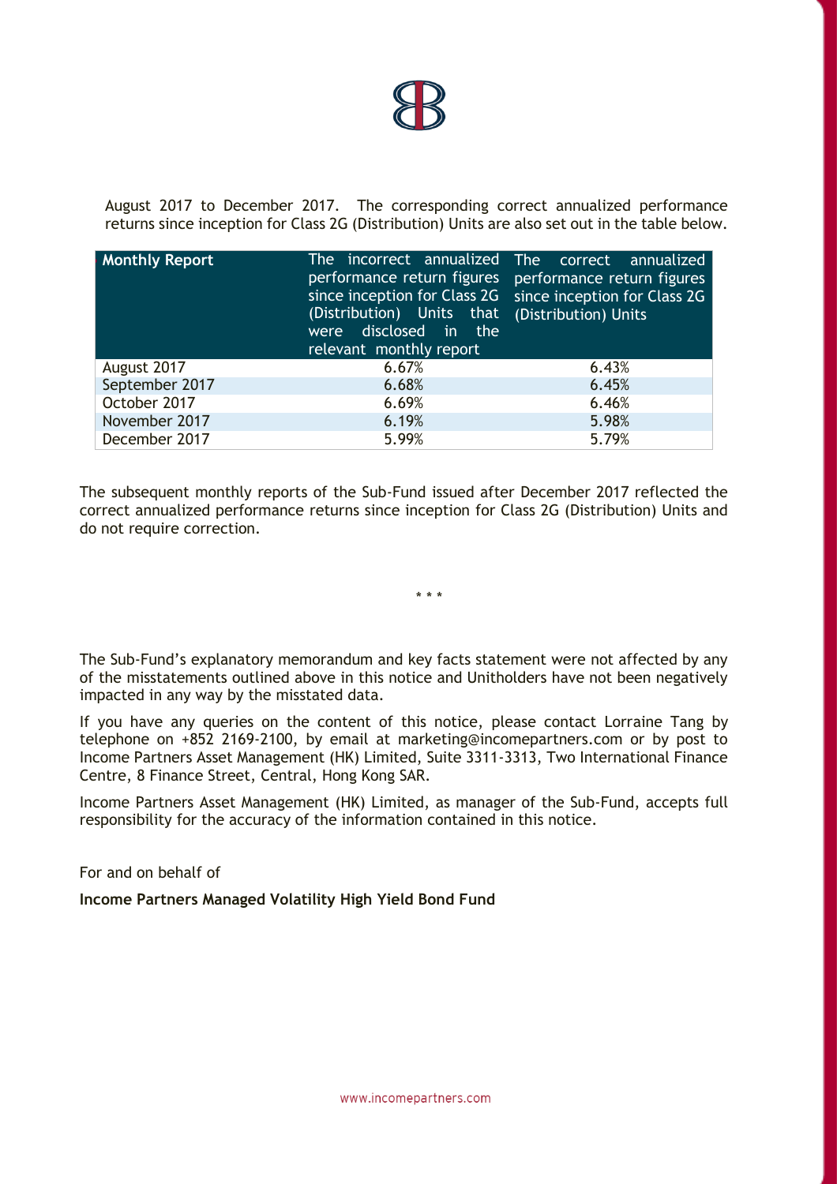August 2017 to December 2017. The corresponding correct annualized performance returns since inception for Class 2G (Distribution) Units are also set out in the table below.

| Monthly Report | The incorrect annualized performance return figures since inception for Class 2G (Distribution) Units that were disclosed in the relevant monthly report | The correct annualized performance return figures since inception for Class 2G (Distribution) Units |
|---|---|---|
| August 2017 | 6.67% | 6.43% |
| September 2017 | 6.68% | 6.45% |
| October 2017 | 6.69% | 6.46% |
| November 2017 | 6.19% | 5.98% |
| December 2017 | 5.99% | 5.79% |

The subsequent monthly reports of the Sub-Fund issued after December 2017 reflected the correct annualized performance returns since inception for Class 2G (Distribution) Units and do not require correction.

\* \* \*

The Sub-Fund's explanatory memorandum and key facts statement were not affected by any of the misstatements outlined above in this notice and Unitholders have not been negatively impacted in any way by the misstated data.

If you have any queries on the content of this notice, please contact Lorraine Tang by telephone on +852 2169-2100, by email at marketing@incomepartners.com or by post to Income Partners Asset Management (HK) Limited, Suite 3311-3313, Two International Finance Centre, 8 Finance Street, Central, Hong Kong SAR.

Income Partners Asset Management (HK) Limited, as manager of the Sub-Fund, accepts full responsibility for the accuracy of the information contained in this notice.

For and on behalf of

**Income Partners Managed Volatility High Yield Bond Fund**